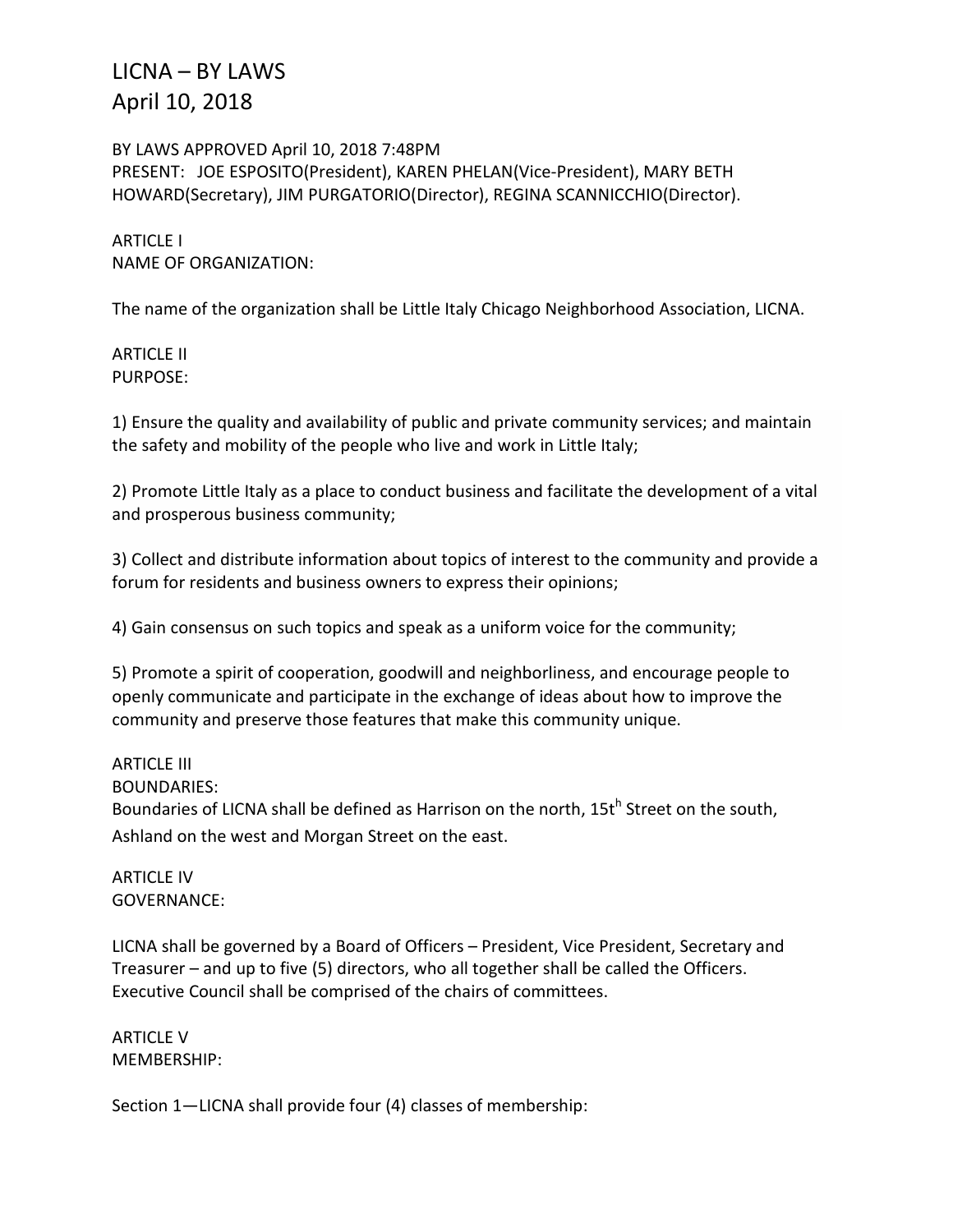# LICNA – BY LAWS
# April 10, 2018

BY LAWS APPROVED April 10, 2018 7:48PM
PRESENT: JOE ESPOSITO(President), KAREN PHELAN(Vice-President), MARY BETH HOWARD(Secretary), JIM PURGATORIO(Director), REGINA SCANNICCHIO(Director).

ARTICLE I
NAME OF ORGANIZATION:

The name of the organization shall be Little Italy Chicago Neighborhood Association, LICNA.

ARTICLE II
PURPOSE:

1) Ensure the quality and availability of public and private community services; and maintain the safety and mobility of the people who live and work in Little Italy;

2) Promote Little Italy as a place to conduct business and facilitate the development of a vital and prosperous business community;

3) Collect and distribute information about topics of interest to the community and provide a forum for residents and business owners to express their opinions;

4) Gain consensus on such topics and speak as a uniform voice for the community;

5) Promote a spirit of cooperation, goodwill and neighborliness, and encourage people to openly communicate and participate in the exchange of ideas about how to improve the community and preserve those features that make this community unique.

ARTICLE III
BOUNDARIES:
Boundaries of LICNA shall be defined as Harrison on the north, 15t[h] Street on the south, Ashland on the west and Morgan Street on the east.

ARTICLE IV
GOVERNANCE:

LICNA shall be governed by a Board of Officers – President, Vice President, Secretary and Treasurer – and up to five (5) directors, who all together shall be called the Officers. Executive Council shall be comprised of the chairs of committees.

ARTICLE V
MEMBERSHIP:

Section 1—LICNA shall provide four (4) classes of membership: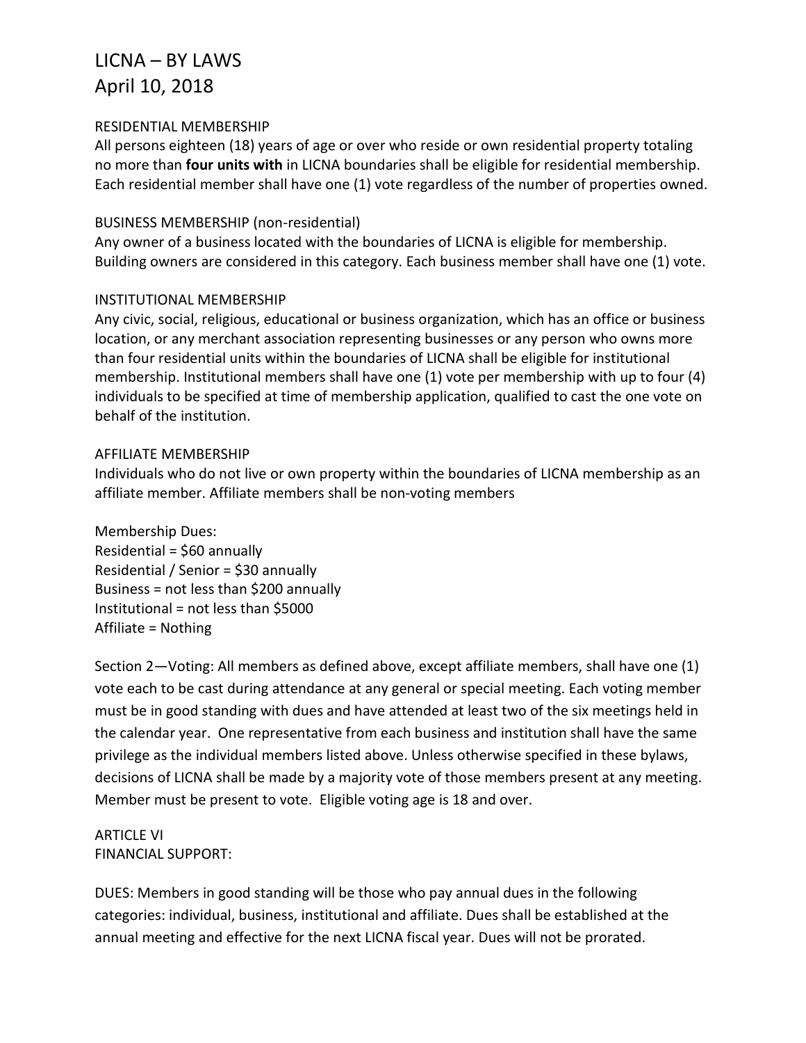LICNA – BY LAWS
April 10, 2018

RESIDENTIAL MEMBERSHIP
All persons eighteen (18) years of age or over who reside or own residential property totaling no more than **four units with** in LICNA boundaries shall be eligible for residential membership. Each residential member shall have one (1) vote regardless of the number of properties owned.

BUSINESS MEMBERSHIP (non-residential)
Any owner of a business located with the boundaries of LICNA is eligible for membership. Building owners are considered in this category. Each business member shall have one (1) vote.

INSTITUTIONAL MEMBERSHIP
Any civic, social, religious, educational or business organization, which has an office or business location, or any merchant association representing businesses or any person who owns more than four residential units within the boundaries of LICNA shall be eligible for institutional membership. Institutional members shall have one (1) vote per membership with up to four (4) individuals to be specified at time of membership application, qualified to cast the one vote on behalf of the institution.

AFFILIATE MEMBERSHIP
Individuals who do not live or own property within the boundaries of LICNA membership as an affiliate member. Affiliate members shall be non-voting members

Membership Dues:
Residential = $60 annually
Residential / Senior = $30 annually
Business = not less than $200 annually
Institutional = not less than $5000
Affiliate = Nothing

Section 2—Voting: All members as defined above, except affiliate members, shall have one (1) vote each to be cast during attendance at any general or special meeting. Each voting member must be in good standing with dues and have attended at least two of the six meetings held in the calendar year. One representative from each business and institution shall have the same privilege as the individual members listed above. Unless otherwise specified in these bylaws, decisions of LICNA shall be made by a majority vote of those members present at any meeting. Member must be present to vote. Eligible voting age is 18 and over.

ARTICLE VI
FINANCIAL SUPPORT:

DUES: Members in good standing will be those who pay annual dues in the following categories: individual, business, institutional and affiliate. Dues shall be established at the annual meeting and effective for the next LICNA fiscal year. Dues will not be prorated.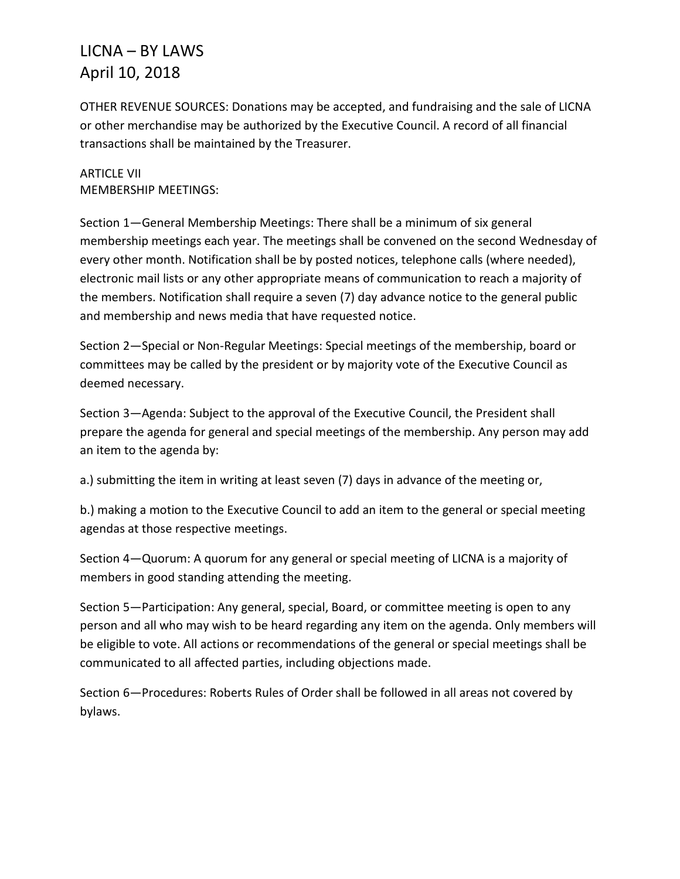OTHER REVENUE SOURCES: Donations may be accepted, and fundraising and the sale of LICNA or other merchandise may be authorized by the Executive Council. A record of all financial transactions shall be maintained by the Treasurer.

ARTICLE VII
MEMBERSHIP MEETINGS:

Section 1—General Membership Meetings: There shall be a minimum of six general membership meetings each year. The meetings shall be convened on the second Wednesday of every other month. Notification shall be by posted notices, telephone calls (where needed), electronic mail lists or any other appropriate means of communication to reach a majority of the members. Notification shall require a seven (7) day advance notice to the general public and membership and news media that have requested notice.

Section 2—Special or Non-Regular Meetings: Special meetings of the membership, board or committees may be called by the president or by majority vote of the Executive Council as deemed necessary.

Section 3—Agenda: Subject to the approval of the Executive Council, the President shall prepare the agenda for general and special meetings of the membership. Any person may add an item to the agenda by:

a.) submitting the item in writing at least seven (7) days in advance of the meeting or,

b.) making a motion to the Executive Council to add an item to the general or special meeting agendas at those respective meetings.

Section 4—Quorum: A quorum for any general or special meeting of LICNA is a majority of members in good standing attending the meeting.

Section 5—Participation: Any general, special, Board, or committee meeting is open to any person and all who may wish to be heard regarding any item on the agenda. Only members will be eligible to vote. All actions or recommendations of the general or special meetings shall be communicated to all affected parties, including objections made.

Section 6—Procedures: Roberts Rules of Order shall be followed in all areas not covered by bylaws.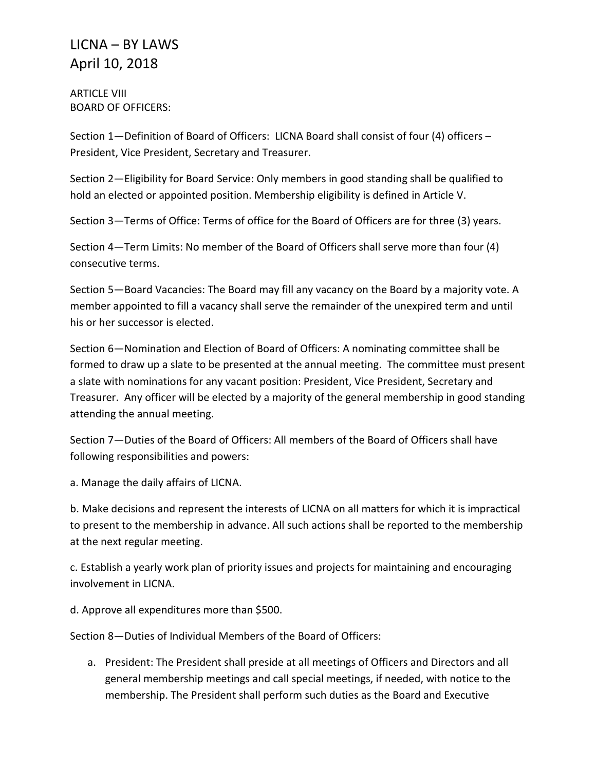ARTICLE VIII
BOARD OF OFFICERS:

Section 1—Definition of Board of Officers: LICNA Board shall consist of four (4) officers – President, Vice President, Secretary and Treasurer.

Section 2—Eligibility for Board Service: Only members in good standing shall be qualified to hold an elected or appointed position. Membership eligibility is defined in Article V.

Section 3—Terms of Office: Terms of office for the Board of Officers are for three (3) years.

Section 4—Term Limits: No member of the Board of Officers shall serve more than four (4) consecutive terms.

Section 5—Board Vacancies: The Board may fill any vacancy on the Board by a majority vote. A member appointed to fill a vacancy shall serve the remainder of the unexpired term and until his or her successor is elected.

Section 6—Nomination and Election of Board of Officers: A nominating committee shall be formed to draw up a slate to be presented at the annual meeting. The committee must present a slate with nominations for any vacant position: President, Vice President, Secretary and Treasurer. Any officer will be elected by a majority of the general membership in good standing attending the annual meeting.

Section 7—Duties of the Board of Officers: All members of the Board of Officers shall have following responsibilities and powers:

a. Manage the daily affairs of LICNA.

b. Make decisions and represent the interests of LICNA on all matters for which it is impractical to present to the membership in advance. All such actions shall be reported to the membership at the next regular meeting.

c. Establish a yearly work plan of priority issues and projects for maintaining and encouraging involvement in LICNA.

d. Approve all expenditures more than $500.

Section 8—Duties of Individual Members of the Board of Officers:

a. President: The President shall preside at all meetings of Officers and Directors and all general membership meetings and call special meetings, if needed, with notice to the membership. The President shall perform such duties as the Board and Executive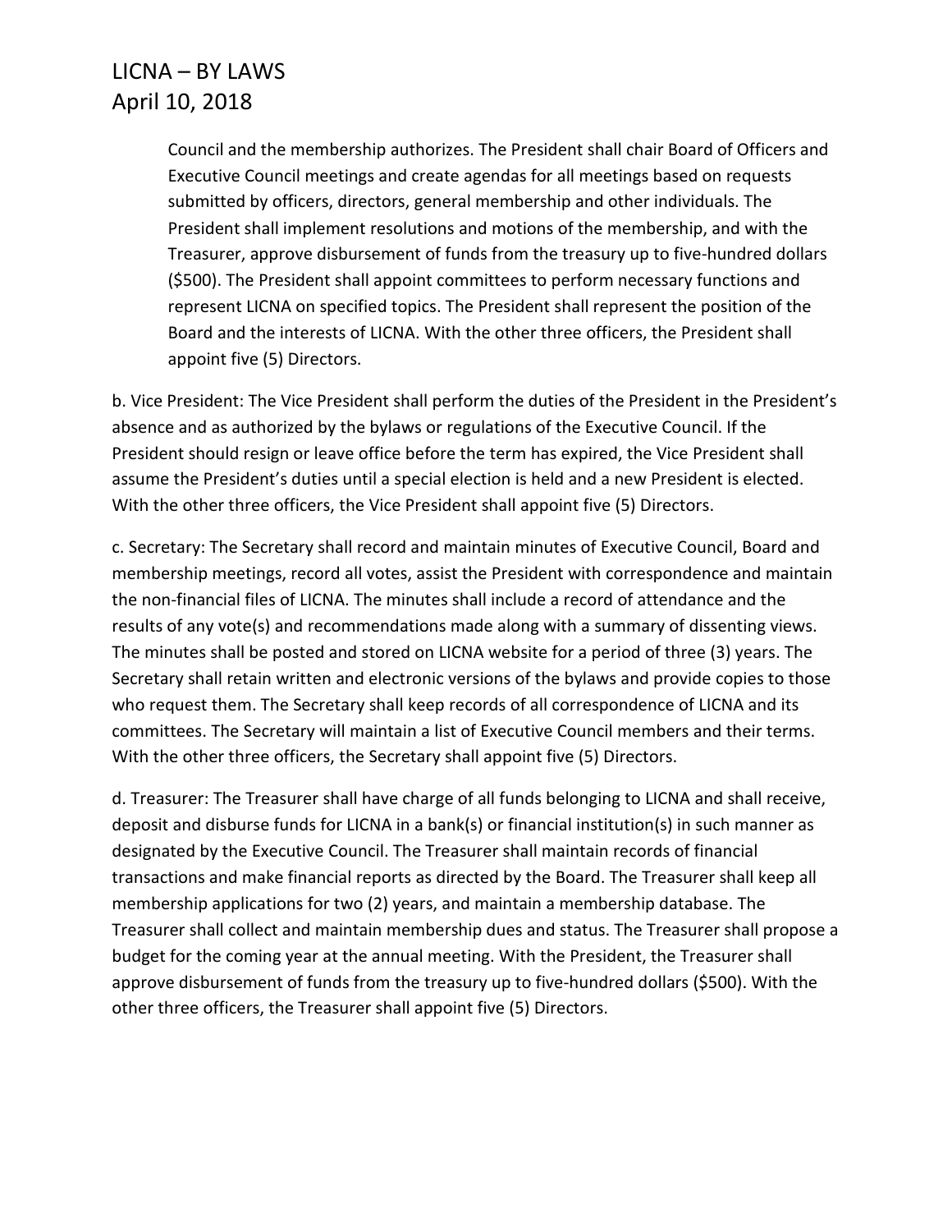Council and the membership authorizes. The President shall chair Board of Officers and Executive Council meetings and create agendas for all meetings based on requests submitted by officers, directors, general membership and other individuals. The President shall implement resolutions and motions of the membership, and with the Treasurer, approve disbursement of funds from the treasury up to five-hundred dollars ($500). The President shall appoint committees to perform necessary functions and represent LICNA on specified topics. The President shall represent the position of the Board and the interests of LICNA. With the other three officers, the President shall appoint five (5) Directors.

b. Vice President: The Vice President shall perform the duties of the President in the President's absence and as authorized by the bylaws or regulations of the Executive Council. If the President should resign or leave office before the term has expired, the Vice President shall assume the President's duties until a special election is held and a new President is elected. With the other three officers, the Vice President shall appoint five (5) Directors.

c. Secretary: The Secretary shall record and maintain minutes of Executive Council, Board and membership meetings, record all votes, assist the President with correspondence and maintain the non-financial files of LICNA. The minutes shall include a record of attendance and the results of any vote(s) and recommendations made along with a summary of dissenting views. The minutes shall be posted and stored on LICNA website for a period of three (3) years. The Secretary shall retain written and electronic versions of the bylaws and provide copies to those who request them. The Secretary shall keep records of all correspondence of LICNA and its committees. The Secretary will maintain a list of Executive Council members and their terms. With the other three officers, the Secretary shall appoint five (5) Directors.

d. Treasurer: The Treasurer shall have charge of all funds belonging to LICNA and shall receive, deposit and disburse funds for LICNA in a bank(s) or financial institution(s) in such manner as designated by the Executive Council. The Treasurer shall maintain records of financial transactions and make financial reports as directed by the Board. The Treasurer shall keep all membership applications for two (2) years, and maintain a membership database. The Treasurer shall collect and maintain membership dues and status. The Treasurer shall propose a budget for the coming year at the annual meeting. With the President, the Treasurer shall approve disbursement of funds from the treasury up to five-hundred dollars ($500). With the other three officers, the Treasurer shall appoint five (5) Directors.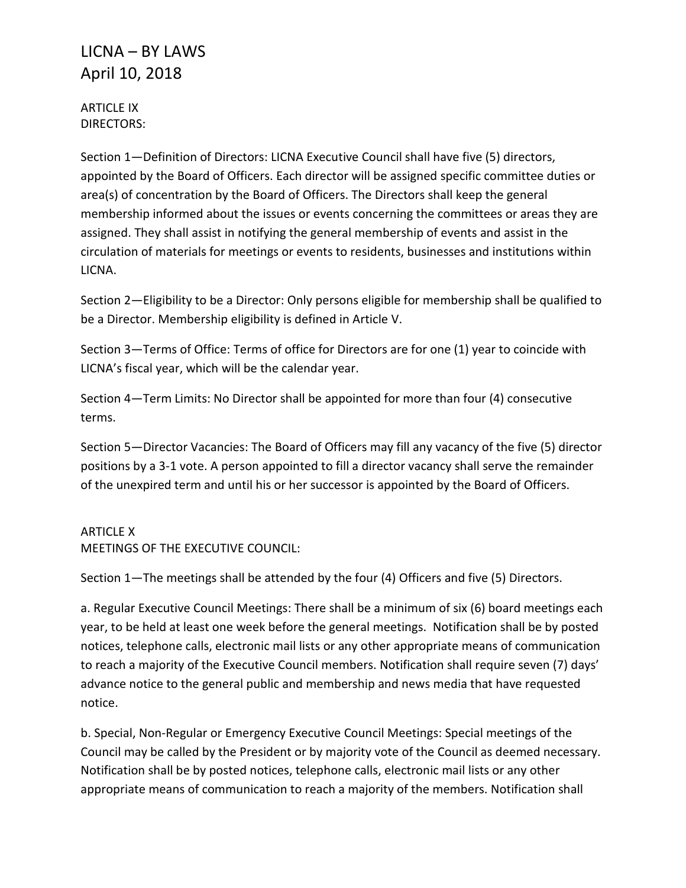ARTICLE IX
DIRECTORS:

Section 1—Definition of Directors: LICNA Executive Council shall have five (5) directors, appointed by the Board of Officers. Each director will be assigned specific committee duties or area(s) of concentration by the Board of Officers. The Directors shall keep the general membership informed about the issues or events concerning the committees or areas they are assigned. They shall assist in notifying the general membership of events and assist in the circulation of materials for meetings or events to residents, businesses and institutions within LICNA.

Section 2—Eligibility to be a Director: Only persons eligible for membership shall be qualified to be a Director. Membership eligibility is defined in Article V.

Section 3—Terms of Office: Terms of office for Directors are for one (1) year to coincide with LICNA's fiscal year, which will be the calendar year.

Section 4—Term Limits: No Director shall be appointed for more than four (4) consecutive terms.

Section 5—Director Vacancies: The Board of Officers may fill any vacancy of the five (5) director positions by a 3-1 vote. A person appointed to fill a director vacancy shall serve the remainder of the unexpired term and until his or her successor is appointed by the Board of Officers.

ARTICLE X
MEETINGS OF THE EXECUTIVE COUNCIL:

Section 1—The meetings shall be attended by the four (4) Officers and five (5) Directors.

a. Regular Executive Council Meetings: There shall be a minimum of six (6) board meetings each year, to be held at least one week before the general meetings. Notification shall be by posted notices, telephone calls, electronic mail lists or any other appropriate means of communication to reach a majority of the Executive Council members. Notification shall require seven (7) days' advance notice to the general public and membership and news media that have requested notice.

b. Special, Non-Regular or Emergency Executive Council Meetings: Special meetings of the Council may be called by the President or by majority vote of the Council as deemed necessary. Notification shall be by posted notices, telephone calls, electronic mail lists or any other appropriate means of communication to reach a majority of the members. Notification shall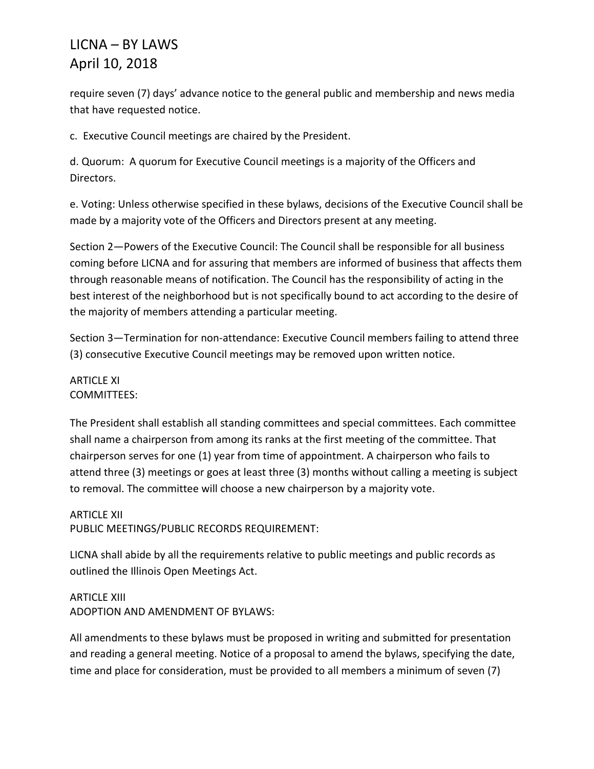require seven (7) days' advance notice to the general public and membership and news media that have requested notice.

c. Executive Council meetings are chaired by the President.

d. Quorum: A quorum for Executive Council meetings is a majority of the Officers and Directors.

e. Voting: Unless otherwise specified in these bylaws, decisions of the Executive Council shall be made by a majority vote of the Officers and Directors present at any meeting.

Section 2—Powers of the Executive Council: The Council shall be responsible for all business coming before LICNA and for assuring that members are informed of business that affects them through reasonable means of notification. The Council has the responsibility of acting in the best interest of the neighborhood but is not specifically bound to act according to the desire of the majority of members attending a particular meeting.

Section 3—Termination for non-attendance: Executive Council members failing to attend three (3) consecutive Executive Council meetings may be removed upon written notice.

## ARTICLE XI
## COMMITTEES:

The President shall establish all standing committees and special committees. Each committee shall name a chairperson from among its ranks at the first meeting of the committee. That chairperson serves for one (1) year from time of appointment. A chairperson who fails to attend three (3) meetings or goes at least three (3) months without calling a meeting is subject to removal. The committee will choose a new chairperson by a majority vote.

## ARTICLE XII
## PUBLIC MEETINGS/PUBLIC RECORDS REQUIREMENT:

LICNA shall abide by all the requirements relative to public meetings and public records as outlined the Illinois Open Meetings Act.

## ARTICLE XIII
## ADOPTION AND AMENDMENT OF BYLAWS:

All amendments to these bylaws must be proposed in writing and submitted for presentation and reading a general meeting. Notice of a proposal to amend the bylaws, specifying the date, time and place for consideration, must be provided to all members a minimum of seven (7)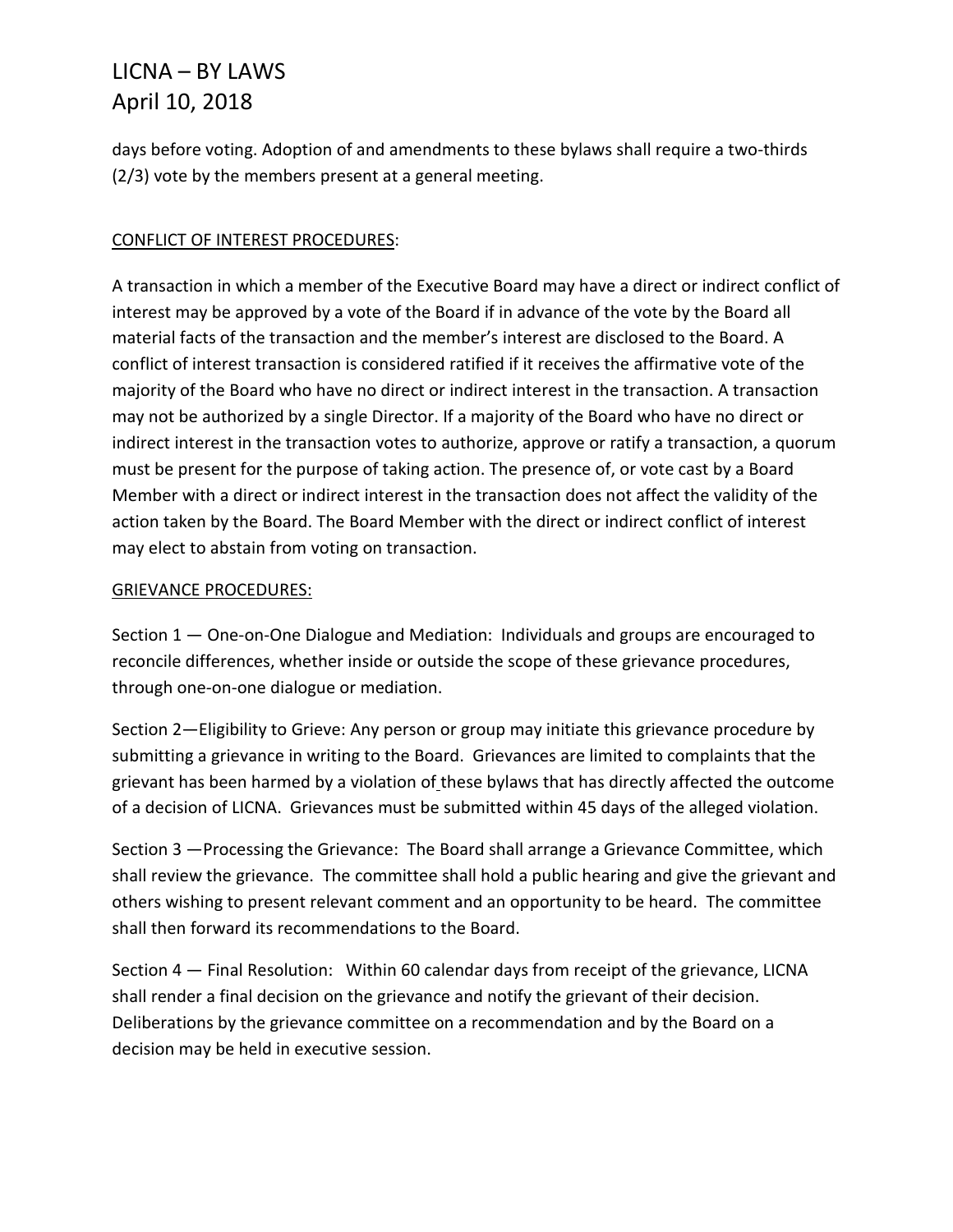days before voting. Adoption of and amendments to these bylaws shall require a two-thirds (2/3) vote by the members present at a general meeting.

## CONFLICT OF INTEREST PROCEDURES:

A transaction in which a member of the Executive Board may have a direct or indirect conflict of interest may be approved by a vote of the Board if in advance of the vote by the Board all material facts of the transaction and the member's interest are disclosed to the Board. A conflict of interest transaction is considered ratified if it receives the affirmative vote of the majority of the Board who have no direct or indirect interest in the transaction. A transaction may not be authorized by a single Director. If a majority of the Board who have no direct or indirect interest in the transaction votes to authorize, approve or ratify a transaction, a quorum must be present for the purpose of taking action. The presence of, or vote cast by a Board Member with a direct or indirect interest in the transaction does not affect the validity of the action taken by the Board. The Board Member with the direct or indirect conflict of interest may elect to abstain from voting on transaction.

## GRIEVANCE PROCEDURES:

Section 1 — One-on-One Dialogue and Mediation: Individuals and groups are encouraged to reconcile differences, whether inside or outside the scope of these grievance procedures, through one-on-one dialogue or mediation.

Section 2—Eligibility to Grieve: Any person or group may initiate this grievance procedure by submitting a grievance in writing to the Board. Grievances are limited to complaints that the grievant has been harmed by a violation of these bylaws that has directly affected the outcome of a decision of LICNA. Grievances must be submitted within 45 days of the alleged violation.

Section 3 —Processing the Grievance: The Board shall arrange a Grievance Committee, which shall review the grievance. The committee shall hold a public hearing and give the grievant and others wishing to present relevant comment and an opportunity to be heard. The committee shall then forward its recommendations to the Board.

Section 4 — Final Resolution: Within 60 calendar days from receipt of the grievance, LICNA shall render a final decision on the grievance and notify the grievant of their decision. Deliberations by the grievance committee on a recommendation and by the Board on a decision may be held in executive session.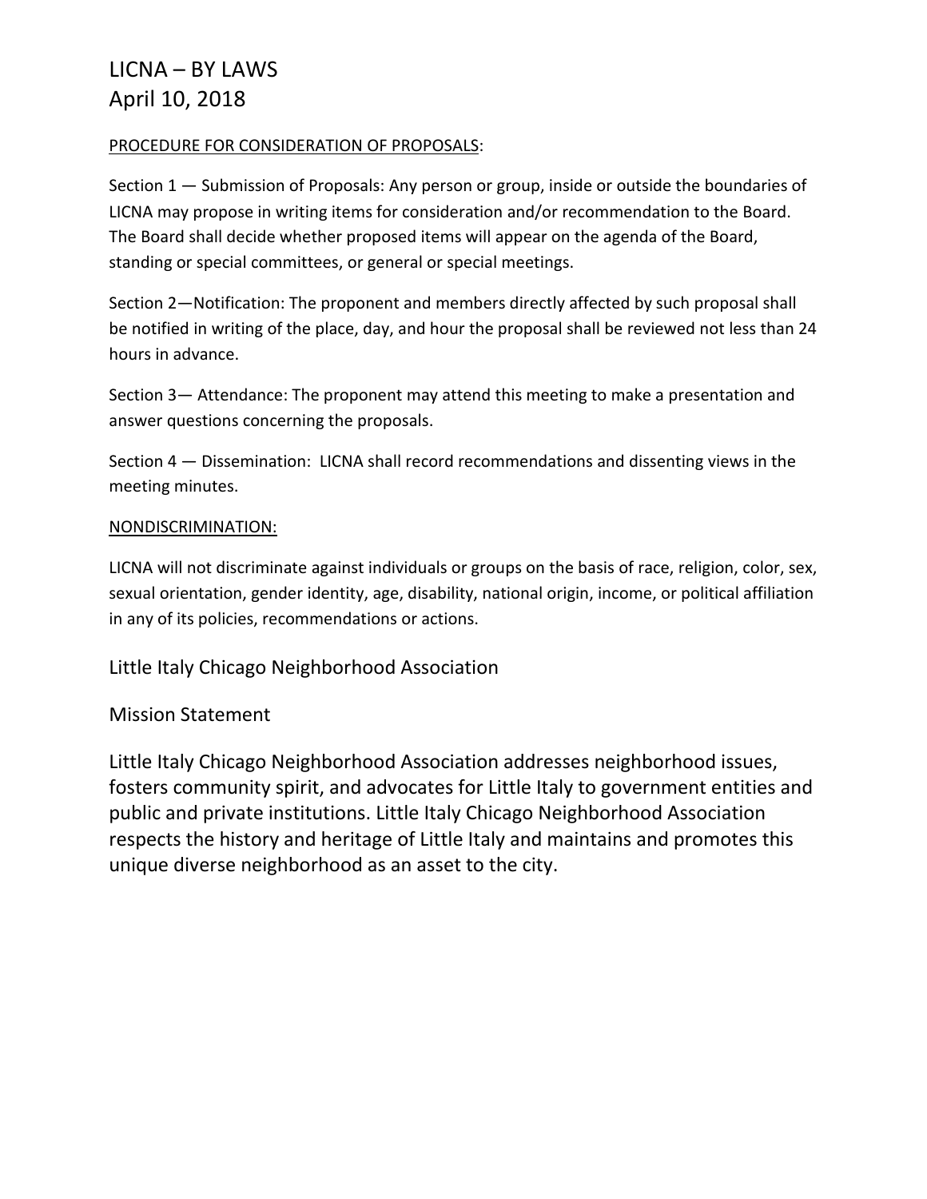PROCEDURE FOR CONSIDERATION OF PROPOSALS:

Section 1 — Submission of Proposals: Any person or group, inside or outside the boundaries of LICNA may propose in writing items for consideration and/or recommendation to the Board. The Board shall decide whether proposed items will appear on the agenda of the Board, standing or special committees, or general or special meetings.

Section 2—Notification: The proponent and members directly affected by such proposal shall be notified in writing of the place, day, and hour the proposal shall be reviewed not less than 24 hours in advance.

Section 3— Attendance: The proponent may attend this meeting to make a presentation and answer questions concerning the proposals.

Section 4 — Dissemination: LICNA shall record recommendations and dissenting views in the meeting minutes.

NONDISCRIMINATION:

LICNA will not discriminate against individuals or groups on the basis of race, religion, color, sex, sexual orientation, gender identity, age, disability, national origin, income, or political affiliation in any of its policies, recommendations or actions.

## Little Italy Chicago Neighborhood Association

## Mission Statement

Little Italy Chicago Neighborhood Association addresses neighborhood issues, fosters community spirit, and advocates for Little Italy to government entities and public and private institutions. Little Italy Chicago Neighborhood Association respects the history and heritage of Little Italy and maintains and promotes this unique diverse neighborhood as an asset to the city.